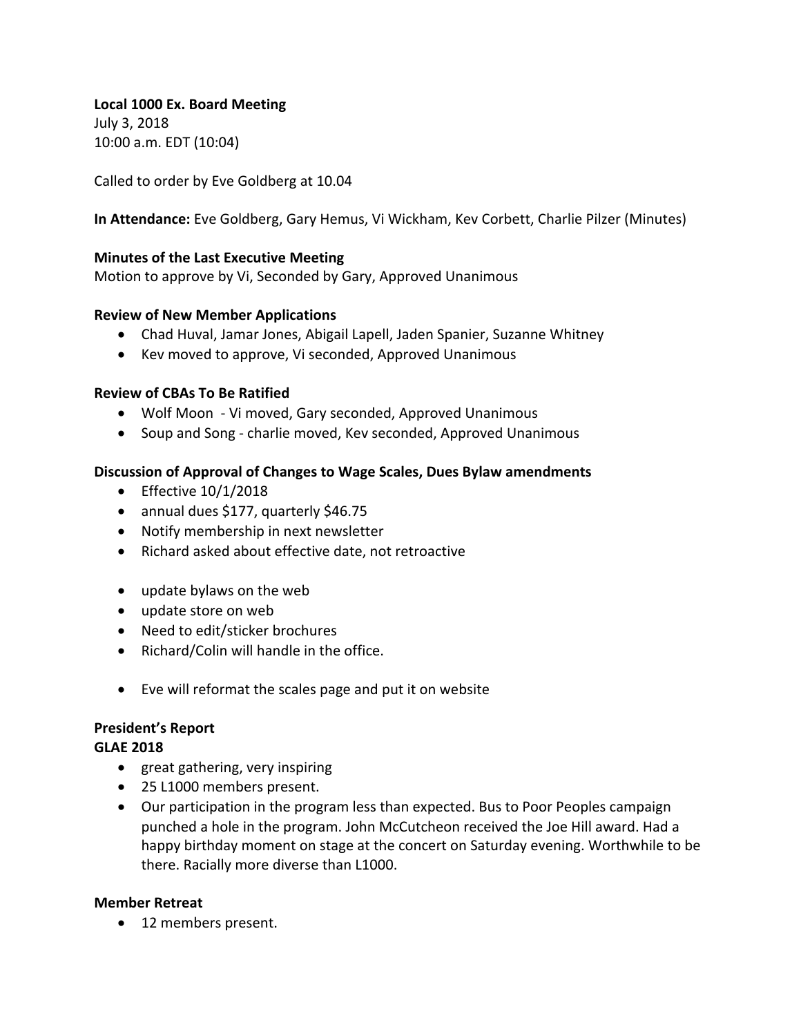**Local 1000 Ex. Board Meeting**
July 3, 2018
10:00 a.m. EDT (10:04)

Called to order by Eve Goldberg at 10.04

**In Attendance:** Eve Goldberg, Gary Hemus, Vi Wickham, Kev Corbett, Charlie Pilzer (Minutes)

**Minutes of the Last Executive Meeting**
Motion to approve by Vi, Seconded by Gary, Approved Unanimous

**Review of New Member Applications**

- Chad Huval, Jamar Jones, Abigail Lapell, Jaden Spanier, Suzanne Whitney
- Kev moved to approve, Vi seconded, Approved Unanimous

**Review of CBAs To Be Ratified**

- Wolf Moon - Vi moved, Gary seconded, Approved Unanimous
- Soup and Song - charlie moved, Kev seconded, Approved Unanimous

**Discussion of Approval of Changes to Wage Scales, Dues Bylaw amendments**

- Effective 10/1/2018
- annual dues $177, quarterly $46.75
- Notify membership in next newsletter
- Richard asked about effective date, not retroactive

- update bylaws on the web
- update store on web
- Need to edit/sticker brochures
- Richard/Colin will handle in the office.

- Eve will reformat the scales page and put it on website

**President's Report**

**GLAE 2018**

- great gathering, very inspiring
- 25 L1000 members present.
- Our participation in the program less than expected. Bus to Poor Peoples campaign punched a hole in the program. John McCutcheon received the Joe Hill award. Had a happy birthday moment on stage at the concert on Saturday evening. Worthwhile to be there. Racially more diverse than L1000.

**Member Retreat**

- 12 members present.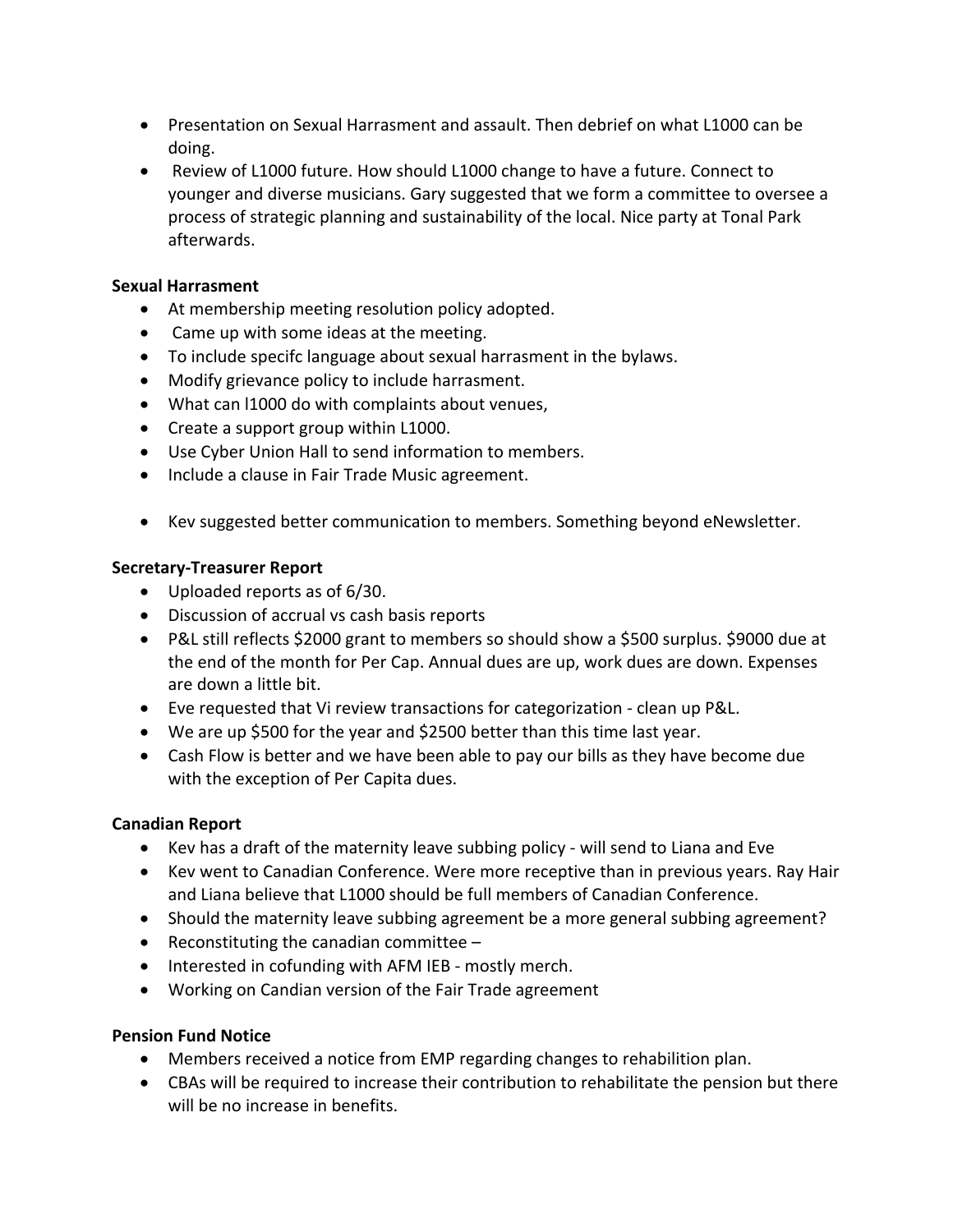- Presentation on Sexual Harrasment and assault. Then debrief on what L1000 can be doing.
- Review of L1000 future. How should L1000 change to have a future. Connect to younger and diverse musicians. Gary suggested that we form a committee to oversee a process of strategic planning and sustainability of the local. Nice party at Tonal Park afterwards.

**Sexual Harrasment**

- At membership meeting resolution policy adopted.
- Came up with some ideas at the meeting.
- To include specifc language about sexual harrasment in the bylaws.
- Modify grievance policy to include harrasment.
- What can l1000 do with complaints about venues,
- Create a support group within L1000.
- Use Cyber Union Hall to send information to members.
- Include a clause in Fair Trade Music agreement.

- Kev suggested better communication to members. Something beyond eNewsletter.

**Secretary-Treasurer Report**

- Uploaded reports as of 6/30.
- Discussion of accrual vs cash basis reports
- P&L still reflects $2000 grant to members so should show a $500 surplus. $9000 due at the end of the month for Per Cap. Annual dues are up, work dues are down. Expenses are down a little bit.
- Eve requested that Vi review transactions for categorization - clean up P&L.
- We are up $500 for the year and $2500 better than this time last year.
- Cash Flow is better and we have been able to pay our bills as they have become due with the exception of Per Capita dues.

**Canadian Report**

- Kev has a draft of the maternity leave subbing policy - will send to Liana and Eve
- Kev went to Canadian Conference. Were more receptive than in previous years. Ray Hair and Liana believe that L1000 should be full members of Canadian Conference.
- Should the maternity leave subbing agreement be a more general subbing agreement?
- Reconstituting the canadian committee –
- Interested in cofunding with AFM IEB - mostly merch.
- Working on Candian version of the Fair Trade agreement

**Pension Fund Notice**

- Members received a notice from EMP regarding changes to rehabilition plan.
- CBAs will be required to increase their contribution to rehabilitate the pension but there will be no increase in benefits.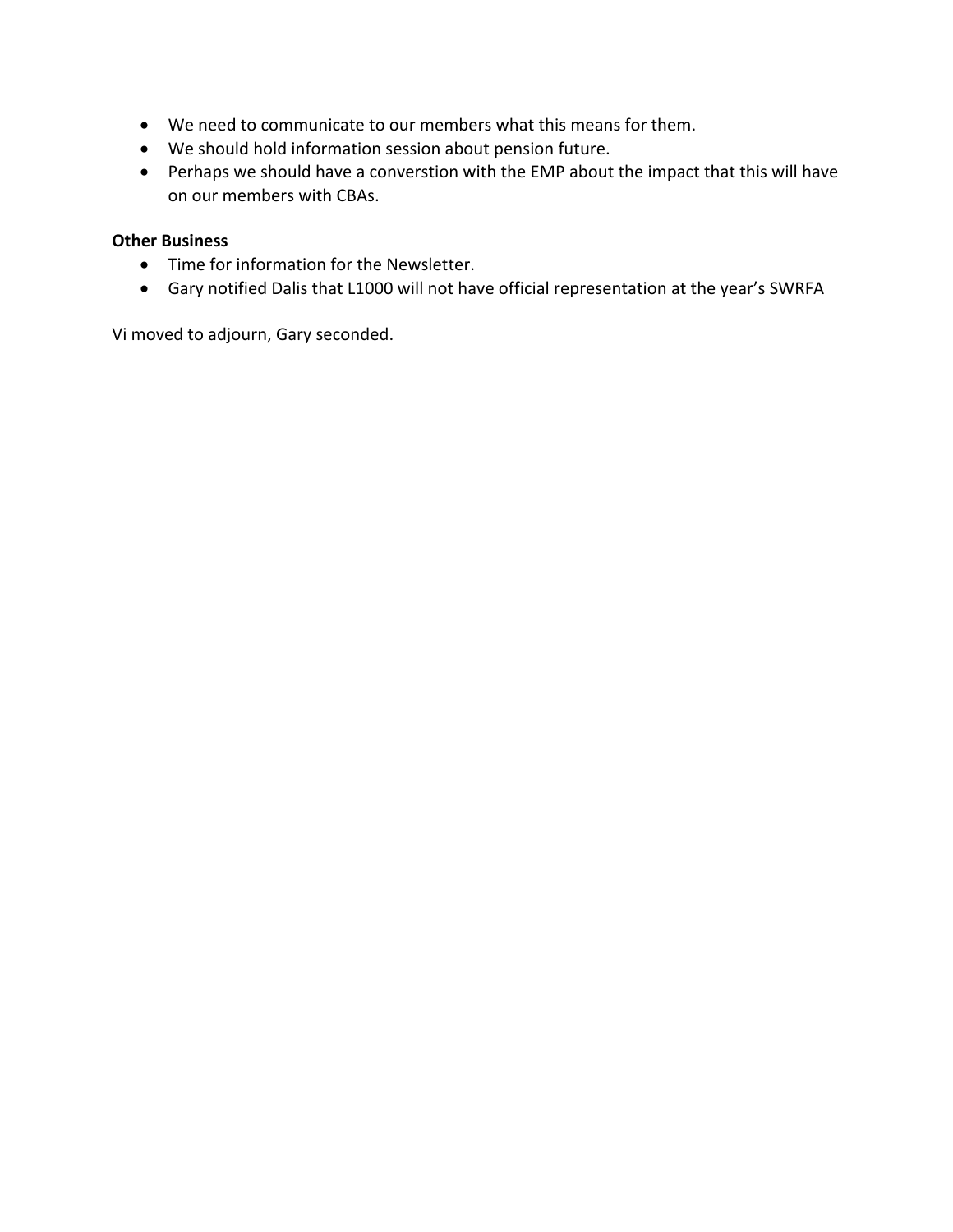- We need to communicate to our members what this means for them.
- We should hold information session about pension future.
- Perhaps we should have a converstion with the EMP about the impact that this will have on our members with CBAs.

**Other Business**

- Time for information for the Newsletter.
- Gary notified Dalis that L1000 will not have official representation at the year's SWRFA

Vi moved to adjourn, Gary seconded.